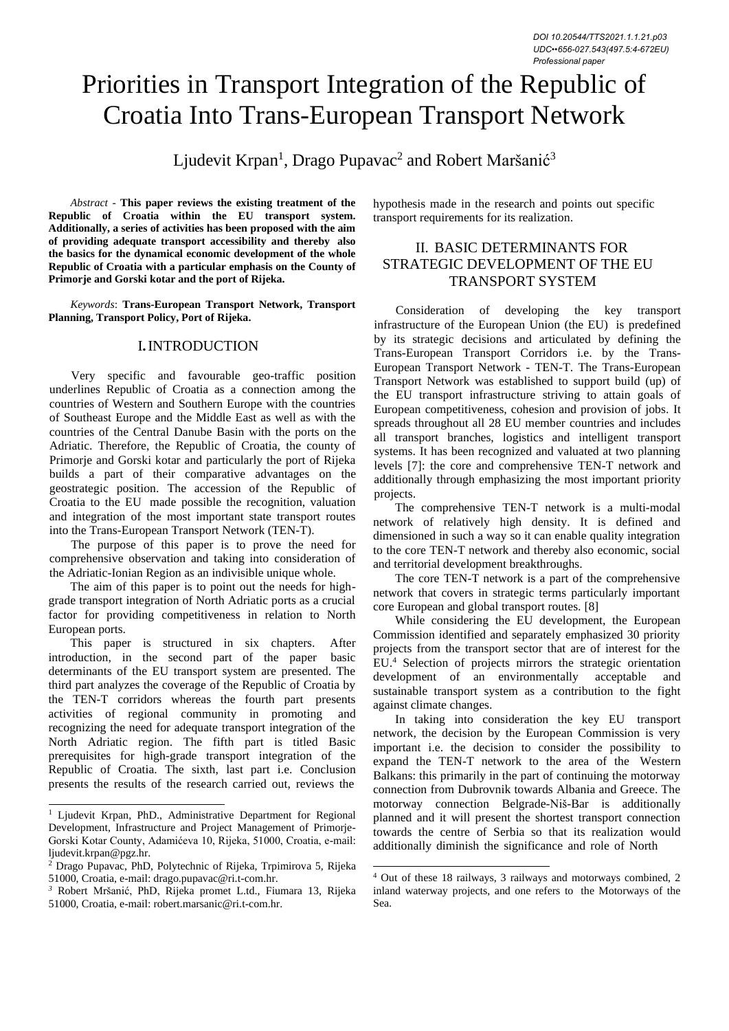DOI 10.20544/TTS2021.1.1.21.p03
UDC••656-027.543(497.5:4-672EU)
*Professional paper*

# Priorities in Transport Integration of the Republic of Croatia Into Trans-European Transport Network

Ljudevit Krpan[1], Drago Pupavac[2] and Robert Maršanić[3]

*Abstract* - **This paper reviews the existing treatment of the Republic of Croatia within the EU transport system. Additionally, a series of activities has been proposed with the aim of providing adequate transport accessibility and thereby also the basics for the dynamical economic development of the whole Republic of Croatia with a particular emphasis on the County of Primorje and Gorski kotar and the port of Rijeka.**

*Keywords*: **Trans-European Transport Network, Transport Planning, Transport Policy, Port of Rijeka.**

## I. INTRODUCTION

Very specific and favourable geo-traffic position underlines Republic of Croatia as a connection among the countries of Western and Southern Europe with the countries of Southeast Europe and the Middle East as well as with the countries of the Central Danube Basin with the ports on the Adriatic. Therefore, the Republic of Croatia, the county of Primorje and Gorski kotar and particularly the port of Rijeka builds a part of their comparative advantages on the geostrategic position. The accession of the Republic of Croatia to the EU made possible the recognition, valuation and integration of the most important state transport routes into the Trans-European Transport Network (TEN-T).

The purpose of this paper is to prove the need for comprehensive observation and taking into consideration of the Adriatic-Ionian Region as an indivisible unique whole.

The aim of this paper is to point out the needs for high-grade transport integration of North Adriatic ports as a crucial factor for providing competitiveness in relation to North European ports.

This paper is structured in six chapters. After introduction, in the second part of the paper basic determinants of the EU transport system are presented. The third part analyzes the coverage of the Republic of Croatia by the TEN-T corridors whereas the fourth part presents activities of regional community in promoting and recognizing the need for adequate transport integration of the North Adriatic region. The fifth part is titled Basic prerequisites for high-grade transport integration of the Republic of Croatia. The sixth, last part i.e. Conclusion presents the results of the research carried out, reviews the hypothesis made in the research and points out specific transport requirements for its realization.

## II. BASIC DETERMINANTS FOR STRATEGIC DEVELOPMENT OF THE EU TRANSPORT SYSTEM

Consideration of developing the key transport infrastructure of the European Union (the EU) is predefined by its strategic decisions and articulated by defining the Trans-European Transport Corridors i.e. by the Trans-European Transport Network - TEN-T. The Trans-European Transport Network was established to support build (up) of the EU transport infrastructure striving to attain goals of European competitiveness, cohesion and provision of jobs. It spreads throughout all 28 EU member countries and includes all transport branches, logistics and intelligent transport systems. It has been recognized and valuated at two planning levels [7]: the core and comprehensive TEN-T network and additionally through emphasizing the most important priority projects.

The comprehensive TEN-T network is a multi-modal network of relatively high density. It is defined and dimensioned in such a way so it can enable quality integration to the core TEN-T network and thereby also economic, social and territorial development breakthroughs.

The core TEN-T network is a part of the comprehensive network that covers in strategic terms particularly important core European and global transport routes. [8]

While considering the EU development, the European Commission identified and separately emphasized 30 priority projects from the transport sector that are of interest for the EU.[4] Selection of projects mirrors the strategic orientation development of an environmentally acceptable and sustainable transport system as a contribution to the fight against climate changes.

In taking into consideration the key EU transport network, the decision by the European Commission is very important i.e. the decision to consider the possibility to expand the TEN-T network to the area of the Western Balkans: this primarily in the part of continuing the motorway connection from Dubrovnik towards Albania and Greece. The motorway connection Belgrade-Niš-Bar is additionally planned and it will present the shortest transport connection towards the centre of Serbia so that its realization would additionally diminish the significance and role of North

---

[1] Ljudevit Krpan, PhD., Administrative Department for Regional Development, Infrastructure and Project Management of Primorje-Gorski Kotar County, Adamićeva 10, Rijeka, 51000, Croatia, e-mail: ljudevit.krpan@pgz.hr.

[2] Drago Pupavac, PhD, Polytechnic of Rijeka, Trpimirova 5, Rijeka 51000, Croatia, e-mail: drago.pupavac@ri.t-com.hr.

[3] Robert Mršanić, PhD, Rijeka promet L.td., Fiumara 13, Rijeka 51000, Croatia, e-mail: robert.marsanic@ri.t-com.hr.

[4] Out of these 18 railways, 3 railways and motorways combined, 2 inland waterway projects, and one refers to the Motorways of the Sea.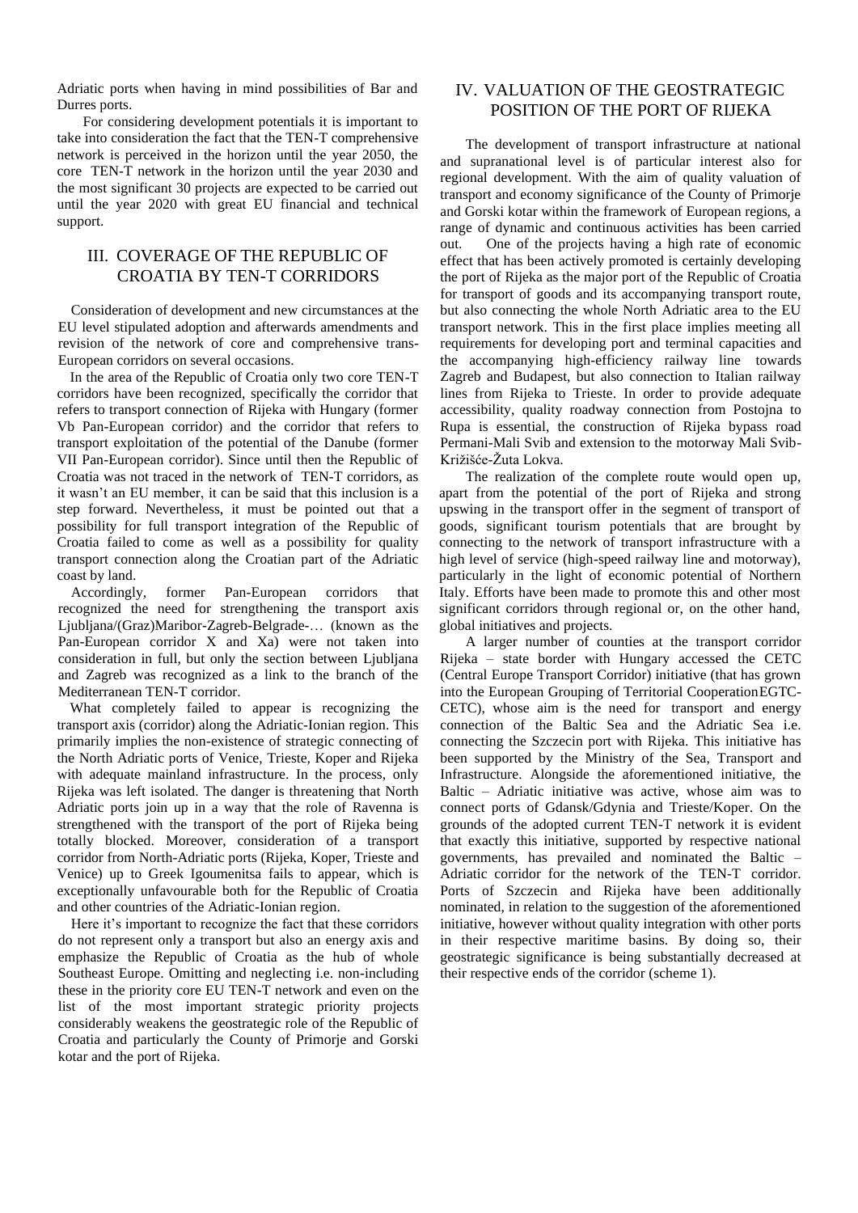Adriatic ports when having in mind possibilities of Bar and Durres ports.

For considering development potentials it is important to take into consideration the fact that the TEN-T comprehensive network is perceived in the horizon until the year 2050, the core TEN-T network in the horizon until the year 2030 and the most significant 30 projects are expected to be carried out until the year 2020 with great EU financial and technical support.

## III. COVERAGE OF THE REPUBLIC OF CROATIA BY TEN-T CORRIDORS

Consideration of development and new circumstances at the EU level stipulated adoption and afterwards amendments and revision of the network of core and comprehensive trans-European corridors on several occasions.

In the area of the Republic of Croatia only two core TEN-T corridors have been recognized, specifically the corridor that refers to transport connection of Rijeka with Hungary (former Vb Pan-European corridor) and the corridor that refers to transport exploitation of the potential of the Danube (former VII Pan-European corridor). Since until then the Republic of Croatia was not traced in the network of TEN-T corridors, as it wasn't an EU member, it can be said that this inclusion is a step forward. Nevertheless, it must be pointed out that a possibility for full transport integration of the Republic of Croatia failed to come as well as a possibility for quality transport connection along the Croatian part of the Adriatic coast by land.

Accordingly, former Pan-European corridors that recognized the need for strengthening the transport axis Ljubljana/(Graz)Maribor-Zagreb-Belgrade-… (known as the Pan-European corridor X and Xa) were not taken into consideration in full, but only the section between Ljubljana and Zagreb was recognized as a link to the branch of the Mediterranean TEN-T corridor.

What completely failed to appear is recognizing the transport axis (corridor) along the Adriatic-Ionian region. This primarily implies the non-existence of strategic connecting of the North Adriatic ports of Venice, Trieste, Koper and Rijeka with adequate mainland infrastructure. In the process, only Rijeka was left isolated. The danger is threatening that North Adriatic ports join up in a way that the role of Ravenna is strengthened with the transport of the port of Rijeka being totally blocked. Moreover, consideration of a transport corridor from North-Adriatic ports (Rijeka, Koper, Trieste and Venice) up to Greek Igoumenitsa fails to appear, which is exceptionally unfavourable both for the Republic of Croatia and other countries of the Adriatic-Ionian region.

Here it's important to recognize the fact that these corridors do not represent only a transport but also an energy axis and emphasize the Republic of Croatia as the hub of whole Southeast Europe. Omitting and neglecting i.e. non-including these in the priority core EU TEN-T network and even on the list of the most important strategic priority projects considerably weakens the geostrategic role of the Republic of Croatia and particularly the County of Primorje and Gorski kotar and the port of Rijeka.

## IV. VALUATION OF THE GEOSTRATEGIC POSITION OF THE PORT OF RIJEKA

The development of transport infrastructure at national and supranational level is of particular interest also for regional development. With the aim of quality valuation of transport and economy significance of the County of Primorje and Gorski kotar within the framework of European regions, a range of dynamic and continuous activities has been carried out. One of the projects having a high rate of economic effect that has been actively promoted is certainly developing the port of Rijeka as the major port of the Republic of Croatia for transport of goods and its accompanying transport route, but also connecting the whole North Adriatic area to the EU transport network. This in the first place implies meeting all requirements for developing port and terminal capacities and the accompanying high-efficiency railway line towards Zagreb and Budapest, but also connection to Italian railway lines from Rijeka to Trieste. In order to provide adequate accessibility, quality roadway connection from Postojna to Rupa is essential, the construction of Rijeka bypass road Permani-Mali Svib and extension to the motorway Mali Svib-Křižišće-Žuta Lokva.

The realization of the complete route would open up, apart from the potential of the port of Rijeka and strong upswing in the transport offer in the segment of transport of goods, significant tourism potentials that are brought by connecting to the network of transport infrastructure with a high level of service (high-speed railway line and motorway), particularly in the light of economic potential of Northern Italy. Efforts have been made to promote this and other most significant corridors through regional or, on the other hand, global initiatives and projects.

A larger number of counties at the transport corridor Rijeka – state border with Hungary accessed the CETC (Central Europe Transport Corridor) initiative (that has grown into the European Grouping of Territorial CooperationEGTC-CETC), whose aim is the need for transport and energy connection of the Baltic Sea and the Adriatic Sea i.e. connecting the Szczecin port with Rijeka. This initiative has been supported by the Ministry of the Sea, Transport and Infrastructure. Alongside the aforementioned initiative, the Baltic – Adriatic initiative was active, whose aim was to connect ports of Gdansk/Gdynia and Trieste/Koper. On the grounds of the adopted current TEN-T network it is evident that exactly this initiative, supported by respective national governments, has prevailed and nominated the Baltic – Adriatic corridor for the network of the TEN-T corridor. Ports of Szczecin and Rijeka have been additionally nominated, in relation to the suggestion of the aforementioned initiative, however without quality integration with other ports in their respective maritime basins. By doing so, their geostrategic significance is being substantially decreased at their respective ends of the corridor (scheme 1).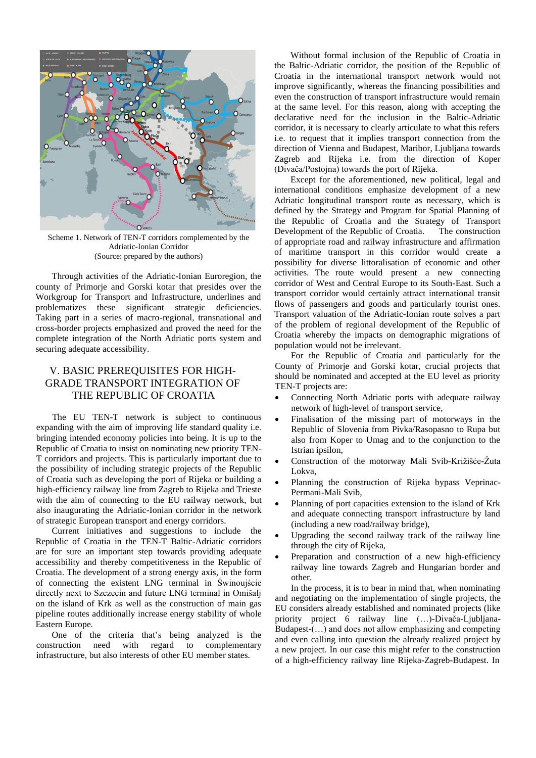Scheme 1. Network of TEN-T corridors complemented by the Adriatic-Ionian Corridor
(Source: prepared by the authors)

Through activities of the Adriatic-Ionian Euroregion, the county of Primorje and Gorski kotar that presides over the Workgroup for Transport and Infrastructure, underlines and problematizes these significant strategic deficiencies. Taking part in a series of macro-regional, transnational and cross-border projects emphasized and proved the need for the complete integration of the North Adriatic ports system and securing adequate accessibility.

## V. BASIC PREREQUISITES FOR HIGH-GRADE TRANSPORT INTEGRATION OF THE REPUBLIC OF CROATIA

The EU TEN-T network is subject to continuous expanding with the aim of improving life standard quality i.e. bringing intended economy policies into being. It is up to the Republic of Croatia to insist on nominating new priority TEN-T corridors and projects. This is particularly important due to the possibility of including strategic projects of the Republic of Croatia such as developing the port of Rijeka or building a high-efficiency railway line from Zagreb to Rijeka and Trieste with the aim of connecting to the EU railway network, but also inaugurating the Adriatic-Ionian corridor in the network of strategic European transport and energy corridors.

Current initiatives and suggestions to include the Republic of Croatia in the TEN-T Baltic-Adriatic corridors are for sure an important step towards providing adequate accessibility and thereby competitiveness in the Republic of Croatia. The development of a strong energy axis, in the form of connecting the existent LNG terminal in Świnoujście directly next to Szczecin and future LNG terminal in Omišalj on the island of Krk as well as the construction of main gas pipeline routes additionally increase energy stability of whole Eastern Europe.

One of the criteria that's being analyzed is the construction need with regard to complementary infrastructure, but also interests of other EU member states.

Without formal inclusion of the Republic of Croatia in the Baltic-Adriatic corridor, the position of the Republic of Croatia in the international transport network would not improve significantly, whereas the financing possibilities and even the construction of transport infrastructure would remain at the same level. For this reason, along with accepting the declarative need for the inclusion in the Baltic-Adriatic corridor, it is necessary to clearly articulate to what this refers i.e. to request that it implies transport connection from the direction of Vienna and Budapest, Maribor, Ljubljana towards Zagreb and Rijeka i.e. from the direction of Koper (Divača/Postojna) towards the port of Rijeka.

Except for the aforementioned, new political, legal and international conditions emphasize development of a new Adriatic longitudinal transport route as necessary, which is defined by the Strategy and Program for Spatial Planning of the Republic of Croatia and the Strategy of Transport Development of the Republic of Croatia. The construction of appropriate road and railway infrastructure and affirmation of maritime transport in this corridor would create a possibility for diverse littoralisation of economic and other activities. The route would present a new connecting corridor of West and Central Europe to its South-East. Such a transport corridor would certainly attract international transit flows of passengers and goods and particularly tourist ones. Transport valuation of the Adriatic-Ionian route solves a part of the problem of regional development of the Republic of Croatia whereby the impacts on demographic migrations of population would not be irrelevant.

For the Republic of Croatia and particularly for the County of Primorje and Gorski kotar, crucial projects that should be nominated and accepted at the EU level as priority TEN-T projects are:

- Connecting North Adriatic ports with adequate railway network of high-level of transport service,
- Finalisation of the missing part of motorways in the Republic of Slovenia from Pivka/Rasopasno to Rupa but also from Koper to Umag and to the conjunction to the Istrian ipsilon,
- Construction of the motorway Mali Svib-Križišće-Žuta Lokva,
- Planning the construction of Rijeka bypass Veprinac-Permani-Mali Svib,
- Planning of port capacities extension to the island of Krk and adequate connecting transport infrastructure by land (including a new road/railway bridge),
- Upgrading the second railway track of the railway line through the city of Rijeka,
- Preparation and construction of a new high-efficiency railway line towards Zagreb and Hungarian border and other.

In the process, it is to bear in mind that, when nominating and negotiating on the implementation of single projects, the EU considers already established and nominated projects (like priority project 6 railway line (…)-Divača-Ljubljana-Budapest-(…) and does not allow emphasizing and competing and even calling into question the already realized project by a new project. In our case this might refer to the construction of a high-efficiency railway line Rijeka-Zagreb-Budapest. In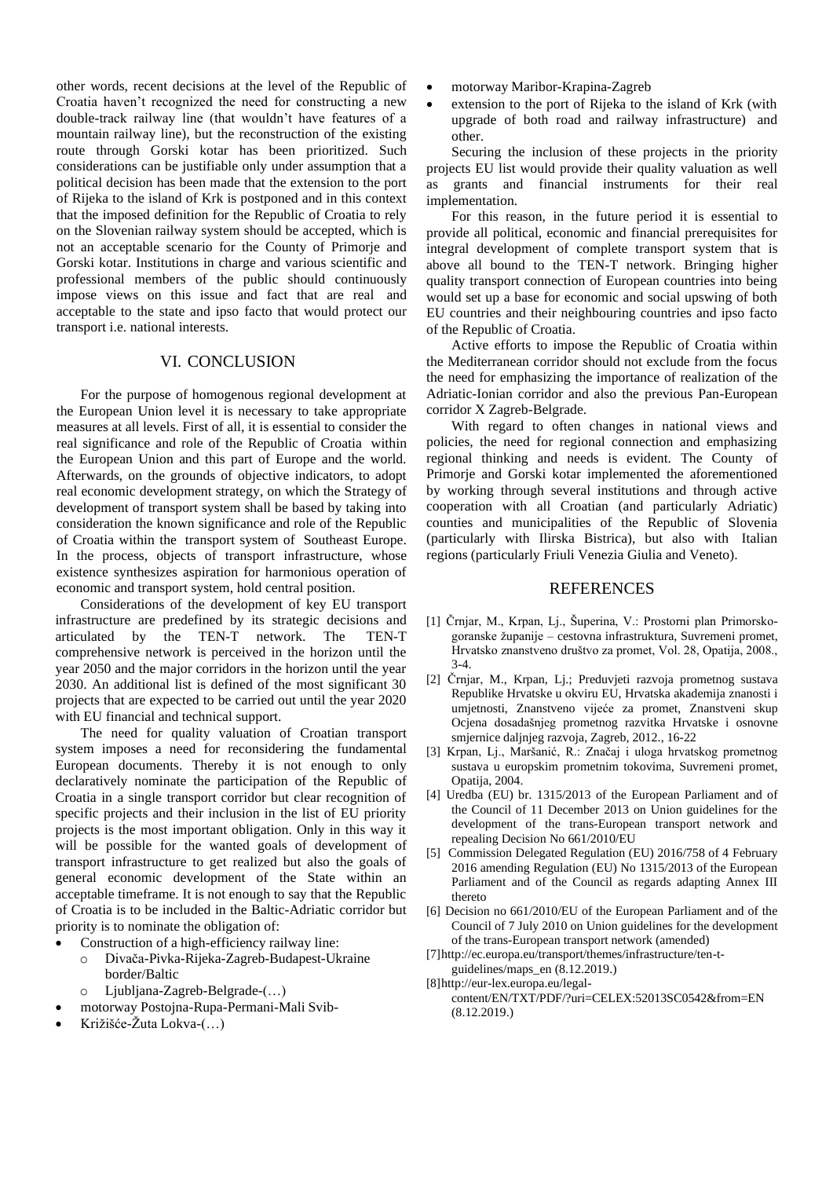other words, recent decisions at the level of the Republic of Croatia haven't recognized the need for constructing a new double-track railway line (that wouldn't have features of a mountain railway line), but the reconstruction of the existing route through Gorski kotar has been prioritized. Such considerations can be justifiable only under assumption that a political decision has been made that the extension to the port of Rijeka to the island of Krk is postponed and in this context that the imposed definition for the Republic of Croatia to rely on the Slovenian railway system should be accepted, which is not an acceptable scenario for the County of Primorje and Gorski kotar. Institutions in charge and various scientific and professional members of the public should continuously impose views on this issue and fact that are real and acceptable to the state and ipso facto that would protect our transport i.e. national interests.

## VI. CONCLUSION

For the purpose of homogenous regional development at the European Union level it is necessary to take appropriate measures at all levels. First of all, it is essential to consider the real significance and role of the Republic of Croatia within the European Union and this part of Europe and the world. Afterwards, on the grounds of objective indicators, to adopt real economic development strategy, on which the Strategy of development of transport system shall be based by taking into consideration the known significance and role of the Republic of Croatia within the transport system of Southeast Europe. In the process, objects of transport infrastructure, whose existence synthesizes aspiration for harmonious operation of economic and transport system, hold central position.

Considerations of the development of key EU transport infrastructure are predefined by its strategic decisions and articulated by the TEN-T network. The TEN-T comprehensive network is perceived in the horizon until the year 2050 and the major corridors in the horizon until the year 2030. An additional list is defined of the most significant 30 projects that are expected to be carried out until the year 2020 with EU financial and technical support.

The need for quality valuation of Croatian transport system imposes a need for reconsidering the fundamental European documents. Thereby it is not enough to only declaratively nominate the participation of the Republic of Croatia in a single transport corridor but clear recognition of specific projects and their inclusion in the list of EU priority projects is the most important obligation. Only in this way it will be possible for the wanted goals of development of transport infrastructure to get realized but also the goals of general economic development of the State within an acceptable timeframe. It is not enough to say that the Republic of Croatia is to be included in the Baltic-Adriatic corridor but priority is to nominate the obligation of:

- Construction of a high-efficiency railway line:
  - Divača-Pivka-Rijeka-Zagreb-Budapest-Ukraine border/Baltic
  - Ljubljana-Zagreb-Belgrade-(…)
- motorway Postojna-Rupa-Permani-Mali Svib-
- Križišće-Žuta Lokva-(…)
- motorway Maribor-Krapina-Zagreb
- extension to the port of Rijeka to the island of Krk (with upgrade of both road and railway infrastructure) and other.

Securing the inclusion of these projects in the priority projects EU list would provide their quality valuation as well as grants and financial instruments for their real implementation.

For this reason, in the future period it is essential to provide all political, economic and financial prerequisites for integral development of complete transport system that is above all bound to the TEN-T network. Bringing higher quality transport connection of European countries into being would set up a base for economic and social upswing of both EU countries and their neighbouring countries and ipso facto of the Republic of Croatia.

Active efforts to impose the Republic of Croatia within the Mediterranean corridor should not exclude from the focus the need for emphasizing the importance of realization of the Adriatic-Ionian corridor and also the previous Pan-European corridor X Zagreb-Belgrade.

With regard to often changes in national views and policies, the need for regional connection and emphasizing regional thinking and needs is evident. The County of Primorje and Gorski kotar implemented the aforementioned by working through several institutions and through active cooperation with all Croatian (and particularly Adriatic) counties and municipalities of the Republic of Slovenia (particularly with Ilirska Bistrica), but also with Italian regions (particularly Friuli Venezia Giulia and Veneto).

## REFERENCES

[1] Črnjar, M., Krpan, Lj., Šuperina, V.: Prostorni plan Primorsko-goranske županije – cestovna infrastruktura, Suvremeni promet, Hrvatsko znanstveno društvo za promet, Vol. 28, Opatija, 2008., 3-4.

[2] Črnjar, M., Krpan, Lj.; Preduvjeti razvoja prometnog sustava Republike Hrvatske u okviru EU, Hrvatska akademija znanosti i umjetnosti, Znanstveno vijeće za promet, Znanstveni skup Ocjena dosadašnjeg prometnog razvitka Hrvatske i osnovne smjernice daljnjeg razvoja, Zagreb, 2012., 16-22

[3] Krpan, Lj., Maršanić, R.: Značaj i uloga hrvatskog prometnog sustava u europskim prometnim tokovima, Suvremeni promet, Opatija, 2004.

[4] Uredba (EU) br. 1315/2013 of the European Parliament and of the Council of 11 December 2013 on Union guidelines for the development of the trans-European transport network and repealing Decision No 661/2010/EU

[5] Commission Delegated Regulation (EU) 2016/758 of 4 February 2016 amending Regulation (EU) No 1315/2013 of the European Parliament and of the Council as regards adapting Annex III thereto

[6] Decision no 661/2010/EU of the European Parliament and of the Council of 7 July 2010 on Union guidelines for the development of the trans-European transport network (amended)

[7] http://ec.europa.eu/transport/themes/infrastructure/ten-t-guidelines/maps_en (8.12.2019.)

[8] http://eur-lex.europa.eu/legal-content/EN/TXT/PDF/?uri=CELEX:52013SC0542&from=EN (8.12.2019.)